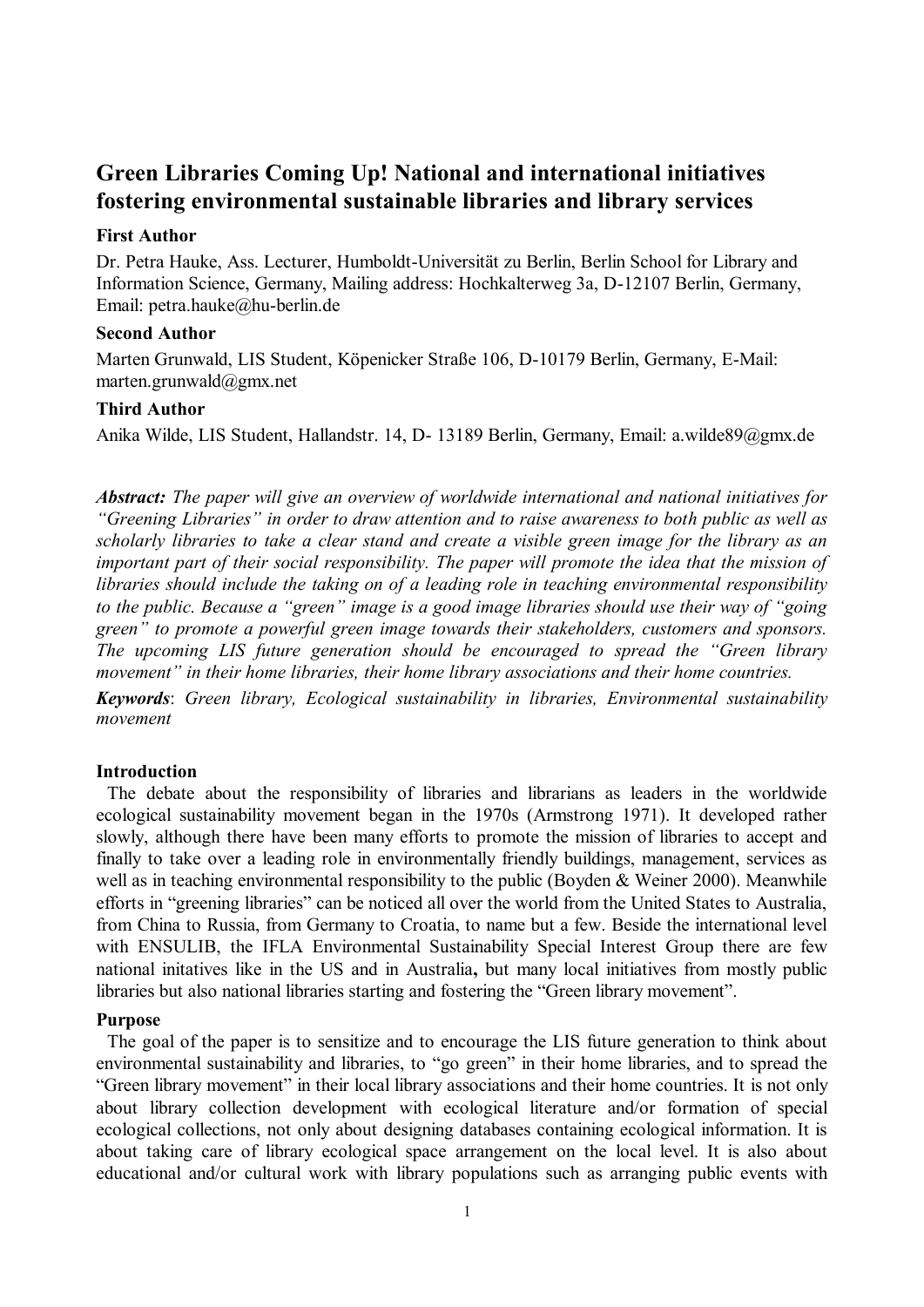# Green Libraries Coming Up! National and international initiatives fostering environmental sustainable libraries and library services

### First Author

Dr. Petra Hauke, Ass. Lecturer, Humboldt-Universität zu Berlin, Berlin School for Library and Information Science, Germany, Mailing address: Hochkalterweg 3a, D-12107 Berlin, Germany, Email: petra.hauke@hu-berlin.de

### Second Author

Marten Grunwald, LIS Student, Köpenicker Straße 106, D-10179 Berlin, Germany, E-Mail: marten.grunwald@gmx.net

### Third Author

Anika Wilde, LIS Student, Hallandstr. 14, D- 13189 Berlin, Germany, Email: a.wilde89@gmx.de

***Abstract:*** *The paper will give an overview of worldwide international and national initiatives for "Greening Libraries" in order to draw attention and to raise awareness to both public as well as scholarly libraries to take a clear stand and create a visible green image for the library as an important part of their social responsibility. The paper will promote the idea that the mission of libraries should include the taking on of a leading role in teaching environmental responsibility to the public. Because a "green" image is a good image libraries should use their way of "going green" to promote a powerful green image towards their stakeholders, customers and sponsors. The upcoming LIS future generation should be encouraged to spread the "Green library movement" in their home libraries, their home library associations and their home countries.*

***Keywords***: *Green library, Ecological sustainability in libraries, Environmental sustainability movement*

### Introduction

The debate about the responsibility of libraries and librarians as leaders in the worldwide ecological sustainability movement began in the 1970s (Armstrong 1971). It developed rather slowly, although there have been many efforts to promote the mission of libraries to accept and finally to take over a leading role in environmentally friendly buildings, management, services as well as in teaching environmental responsibility to the public (Boyden & Weiner 2000). Meanwhile efforts in "greening libraries" can be noticed all over the world from the United States to Australia, from China to Russia, from Germany to Croatia, to name but a few. Beside the international level with ENSULIB, the IFLA Environmental Sustainability Special Interest Group there are few national initatives like in the US and in Australia**,** but many local initiatives from mostly public libraries but also national libraries starting and fostering the "Green library movement".

### Purpose

The goal of the paper is to sensitize and to encourage the LIS future generation to think about environmental sustainability and libraries, to "go green" in their home libraries, and to spread the "Green library movement" in their local library associations and their home countries. It is not only about library collection development with ecological literature and/or formation of special ecological collections, not only about designing databases containing ecological information. It is about taking care of library ecological space arrangement on the local level. It is also about educational and/or cultural work with library populations such as arranging public events with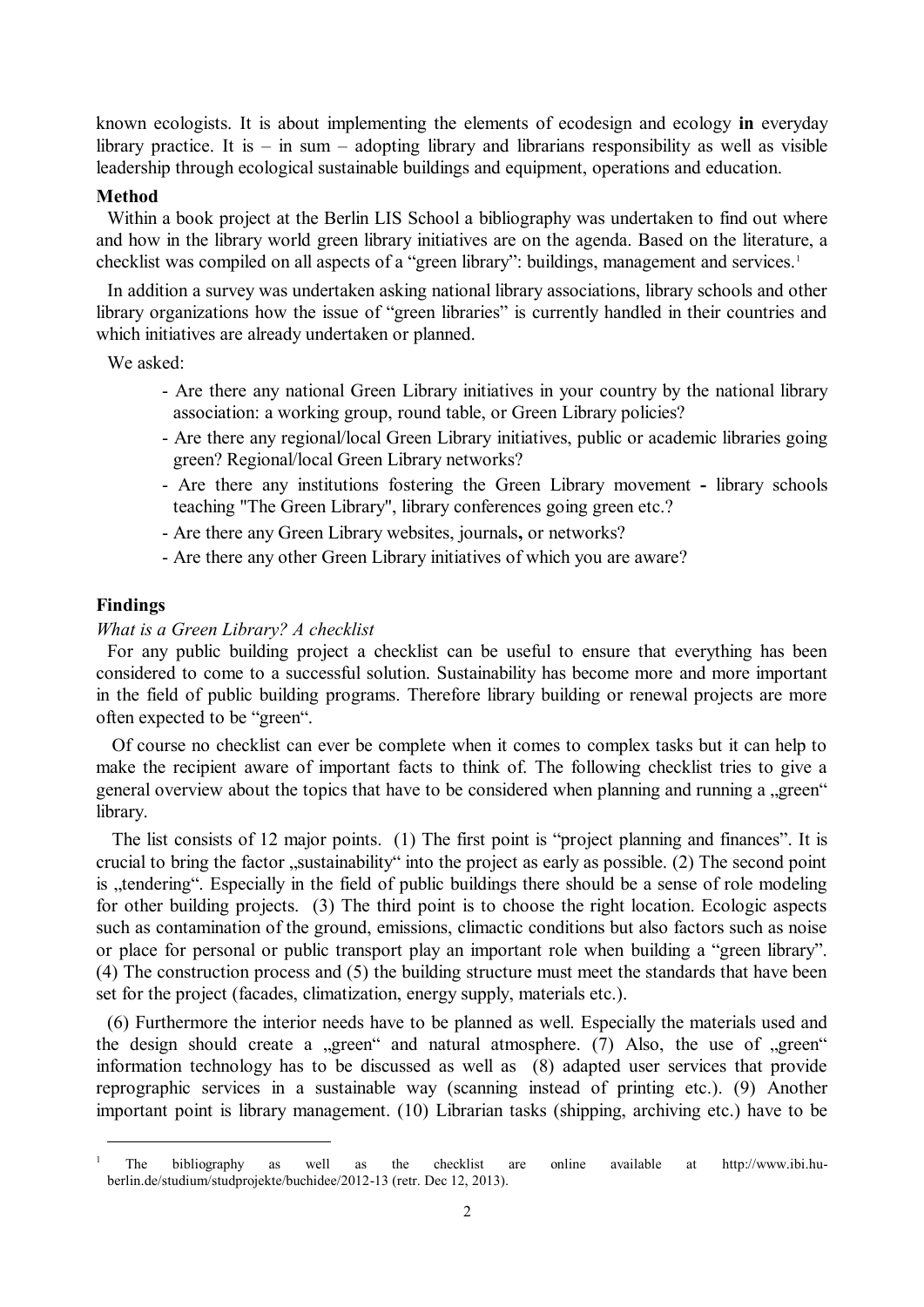known ecologists. It is about implementing the elements of ecodesign and ecology **in** everyday library practice. It is – in sum – adopting library and librarians responsibility as well as visible leadership through ecological sustainable buildings and equipment, operations and education.

### Method

Within a book project at the Berlin LIS School a bibliography was undertaken to find out where and how in the library world green library initiatives are on the agenda. Based on the literature, a checklist was compiled on all aspects of a "green library": buildings, management and services.[1]

In addition a survey was undertaken asking national library associations, library schools and other library organizations how the issue of "green libraries" is currently handled in their countries and which initiatives are already undertaken or planned.

We asked:

- Are there any national Green Library initiatives in your country by the national library association: a working group, round table, or Green Library policies?
- Are there any regional/local Green Library initiatives, public or academic libraries going green? Regional/local Green Library networks?
- Are there any institutions fostering the Green Library movement **-** library schools teaching "The Green Library", library conferences going green etc.?
- Are there any Green Library websites, journals**,** or networks?
- Are there any other Green Library initiatives of which you are aware?

### Findings

*What is a Green Library? A checklist*

For any public building project a checklist can be useful to ensure that everything has been considered to come to a successful solution. Sustainability has become more and more important in the field of public building programs. Therefore library building or renewal projects are more often expected to be "green".

Of course no checklist can ever be complete when it comes to complex tasks but it can help to make the recipient aware of important facts to think of. The following checklist tries to give a general overview about the topics that have to be considered when planning and running a „green" library.

The list consists of 12 major points. (1) The first point is "project planning and finances". It is crucial to bring the factor „sustainability" into the project as early as possible. (2) The second point is „tendering". Especially in the field of public buildings there should be a sense of role modeling for other building projects. (3) The third point is to choose the right location. Ecologic aspects such as contamination of the ground, emissions, climactic conditions but also factors such as noise or place for personal or public transport play an important role when building a "green library". (4) The construction process and (5) the building structure must meet the standards that have been set for the project (facades, climatization, energy supply, materials etc.).

(6) Furthermore the interior needs have to be planned as well. Especially the materials used and the design should create a „green" and natural atmosphere. (7) Also, the use of „green" information technology has to be discussed as well as (8) adapted user services that provide reprographic services in a sustainable way (scanning instead of printing etc.). (9) Another important point is library management. (10) Librarian tasks (shipping, archiving etc.) have to be

[1] The bibliography as well as the checklist are online available at http://www.ibi.hu-berlin.de/studium/studprojekte/buchidee/2012-13 (retr. Dec 12, 2013).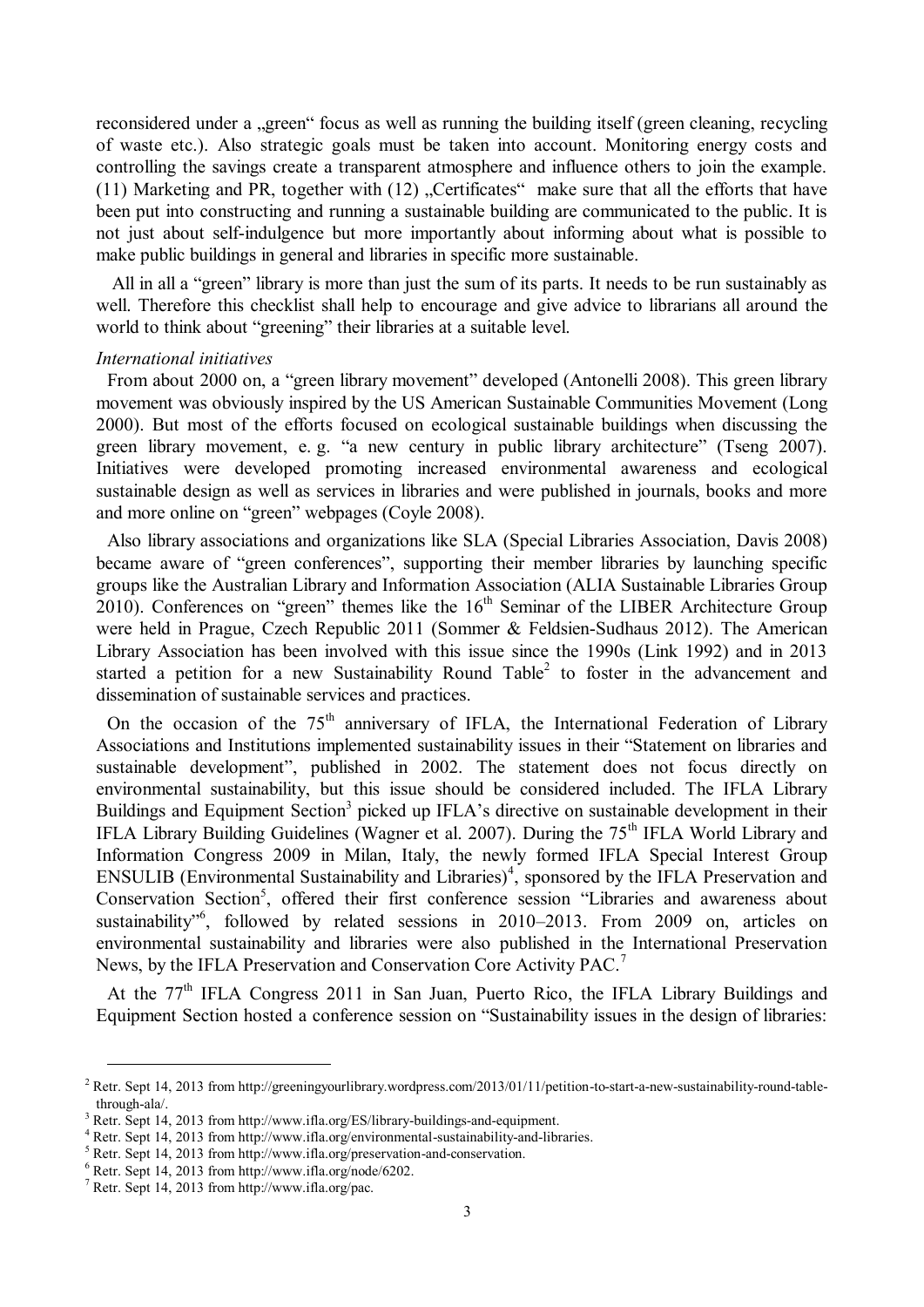reconsidered under a „green“ focus as well as running the building itself (green cleaning, recycling of waste etc.). Also strategic goals must be taken into account. Monitoring energy costs and controlling the savings create a transparent atmosphere and influence others to join the example. (11) Marketing and PR, together with (12) „Certificates“ make sure that all the efforts that have been put into constructing and running a sustainable building are communicated to the public. It is not just about self-indulgence but more importantly about informing about what is possible to make public buildings in general and libraries in specific more sustainable.

All in all a “green” library is more than just the sum of its parts. It needs to be run sustainably as well. Therefore this checklist shall help to encourage and give advice to librarians all around the world to think about “greening” their libraries at a suitable level.

*International initiatives*

From about 2000 on, a “green library movement” developed (Antonelli 2008). This green library movement was obviously inspired by the US American Sustainable Communities Movement (Long 2000). But most of the efforts focused on ecological sustainable buildings when discussing the green library movement, e. g. “a new century in public library architecture” (Tseng 2007). Initiatives were developed promoting increased environmental awareness and ecological sustainable design as well as services in libraries and were published in journals, books and more and more online on “green” webpages (Coyle 2008).

Also library associations and organizations like SLA (Special Libraries Association, Davis 2008) became aware of “green conferences”, supporting their member libraries by launching specific groups like the Australian Library and Information Association (ALIA Sustainable Libraries Group 2010). Conferences on “green” themes like the 16th Seminar of the LIBER Architecture Group were held in Prague, Czech Republic 2011 (Sommer & Feldsien-Sudhaus 2012). The American Library Association has been involved with this issue since the 1990s (Link 1992) and in 2013 started a petition for a new Sustainability Round Table[2] to foster in the advancement and dissemination of sustainable services and practices.

On the occasion of the 75th anniversary of IFLA, the International Federation of Library Associations and Institutions implemented sustainability issues in their “Statement on libraries and sustainable development”, published in 2002. The statement does not focus directly on environmental sustainability, but this issue should be considered included. The IFLA Library Buildings and Equipment Section[3] picked up IFLA’s directive on sustainable development in their IFLA Library Building Guidelines (Wagner et al. 2007). During the 75th IFLA World Library and Information Congress 2009 in Milan, Italy, the newly formed IFLA Special Interest Group ENSULIB (Environmental Sustainability and Libraries)[4], sponsored by the IFLA Preservation and Conservation Section[5], offered their first conference session “Libraries and awareness about sustainability”[6], followed by related sessions in 2010–2013. From 2009 on, articles on environmental sustainability and libraries were also published in the International Preservation News, by the IFLA Preservation and Conservation Core Activity PAC.[7]

At the 77th IFLA Congress 2011 in San Juan, Puerto Rico, the IFLA Library Buildings and Equipment Section hosted a conference session on “Sustainability issues in the design of libraries:

---

[2] Retr. Sept 14, 2013 from http://greeningyourlibrary.wordpress.com/2013/01/11/petition-to-start-a-new-sustainability-round-table-through-ala/.

[3] Retr. Sept 14, 2013 from http://www.ifla.org/ES/library-buildings-and-equipment.

[4] Retr. Sept 14, 2013 from http://www.ifla.org/environmental-sustainability-and-libraries.

[5] Retr. Sept 14, 2013 from http://www.ifla.org/preservation-and-conservation.

[6] Retr. Sept 14, 2013 from http://www.ifla.org/node/6202.

[7] Retr. Sept 14, 2013 from http://www.ifla.org/pac.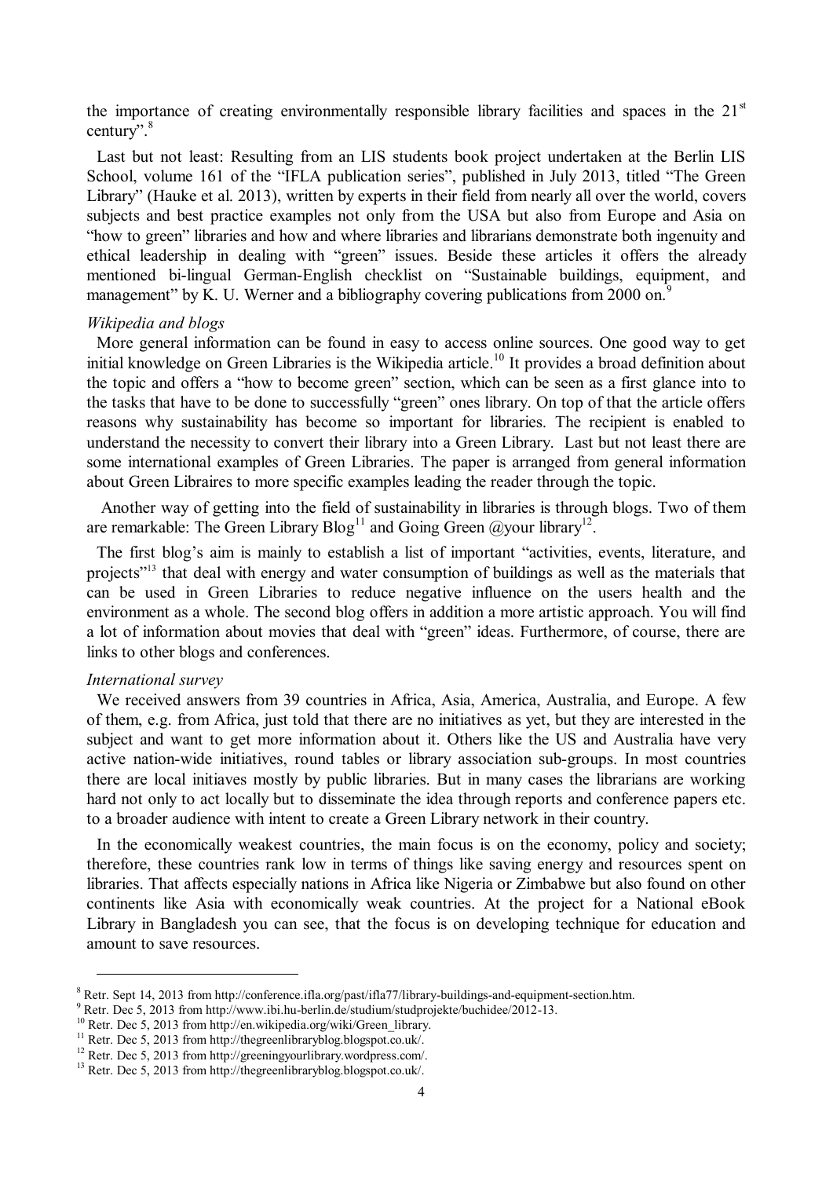the importance of creating environmentally responsible library facilities and spaces in the 21st century".[8]

Last but not least: Resulting from an LIS students book project undertaken at the Berlin LIS School, volume 161 of the "IFLA publication series", published in July 2013, titled "The Green Library" (Hauke et al. 2013), written by experts in their field from nearly all over the world, covers subjects and best practice examples not only from the USA but also from Europe and Asia on "how to green" libraries and how and where libraries and librarians demonstrate both ingenuity and ethical leadership in dealing with "green" issues. Beside these articles it offers the already mentioned bi-lingual German-English checklist on "Sustainable buildings, equipment, and management" by K. U. Werner and a bibliography covering publications from 2000 on.[9]

*Wikipedia and blogs*

More general information can be found in easy to access online sources. One good way to get initial knowledge on Green Libraries is the Wikipedia article.[10] It provides a broad definition about the topic and offers a "how to become green" section, which can be seen as a first glance into to the tasks that have to be done to successfully "green" ones library. On top of that the article offers reasons why sustainability has become so important for libraries. The recipient is enabled to understand the necessity to convert their library into a Green Library. Last but not least there are some international examples of Green Libraries. The paper is arranged from general information about Green Libraires to more specific examples leading the reader through the topic.

Another way of getting into the field of sustainability in libraries is through blogs. Two of them are remarkable: The Green Library Blog[11] and Going Green @your library[12].

The first blog's aim is mainly to establish a list of important "activities, events, literature, and projects"[13] that deal with energy and water consumption of buildings as well as the materials that can be used in Green Libraries to reduce negative influence on the users health and the environment as a whole. The second blog offers in addition a more artistic approach. You will find a lot of information about movies that deal with "green" ideas. Furthermore, of course, there are links to other blogs and conferences.

*International survey*

We received answers from 39 countries in Africa, Asia, America, Australia, and Europe. A few of them, e.g. from Africa, just told that there are no initiatives as yet, but they are interested in the subject and want to get more information about it. Others like the US and Australia have very active nation-wide initiatives, round tables or library association sub-groups. In most countries there are local initiaves mostly by public libraries. But in many cases the librarians are working hard not only to act locally but to disseminate the idea through reports and conference papers etc. to a broader audience with intent to create a Green Library network in their country.

In the economically weakest countries, the main focus is on the economy, policy and society; therefore, these countries rank low in terms of things like saving energy and resources spent on libraries. That affects especially nations in Africa like Nigeria or Zimbabwe but also found on other continents like Asia with economically weak countries. At the project for a National eBook Library in Bangladesh you can see, that the focus is on developing technique for education and amount to save resources.

---

[8] Retr. Sept 14, 2013 from http://conference.ifla.org/past/ifla77/library-buildings-and-equipment-section.htm.

[9] Retr. Dec 5, 2013 from http://www.ibi.hu-berlin.de/studium/studprojekte/buchidee/2012-13.

[10] Retr. Dec 5, 2013 from http://en.wikipedia.org/wiki/Green_library.

[11] Retr. Dec 5, 2013 from http://thegreenlibraryblog.blogspot.co.uk/.

[12] Retr. Dec 5, 2013 from http://greeningyourlibrary.wordpress.com/.

[13] Retr. Dec 5, 2013 from http://thegreenlibraryblog.blogspot.co.uk/.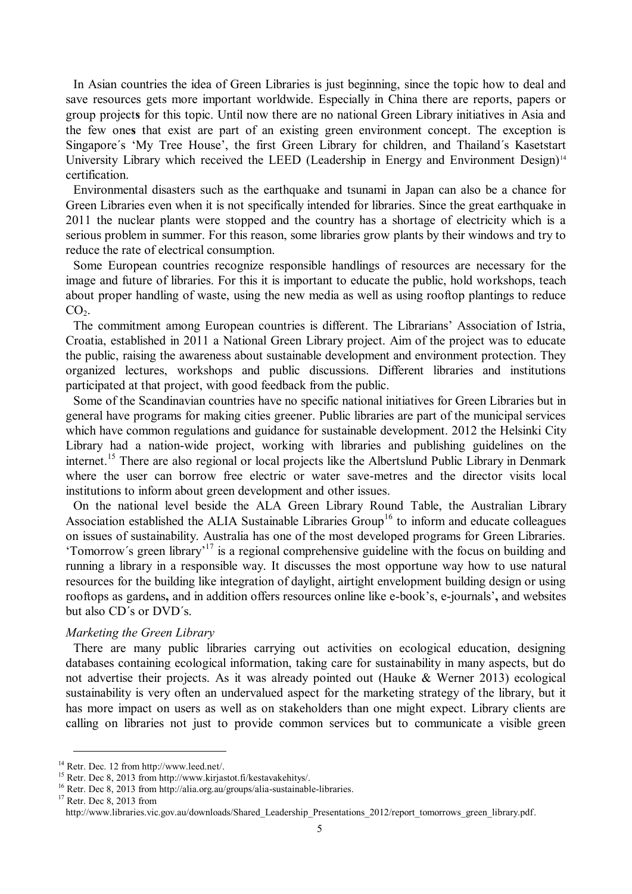In Asian countries the idea of Green Libraries is just beginning, since the topic how to deal and save resources gets more important worldwide. Especially in China there are reports, papers or group projects for this topic. Until now there are no national Green Library initiatives in Asia and the few ones that exist are part of an existing green environment concept. The exception is Singapore´s 'My Tree House', the first Green Library for children, and Thailand´s Kasetstart University Library which received the LEED (Leadership in Energy and Environment Design)[14] certification.

Environmental disasters such as the earthquake and tsunami in Japan can also be a chance for Green Libraries even when it is not specifically intended for libraries. Since the great earthquake in 2011 the nuclear plants were stopped and the country has a shortage of electricity which is a serious problem in summer. For this reason, some libraries grow plants by their windows and try to reduce the rate of electrical consumption.

Some European countries recognize responsible handlings of resources are necessary for the image and future of libraries. For this it is important to educate the public, hold workshops, teach about proper handling of waste, using the new media as well as using rooftop plantings to reduce $CO_2$.

The commitment among European countries is different. The Librarians' Association of Istria, Croatia, established in 2011 a National Green Library project. Aim of the project was to educate the public, raising the awareness about sustainable development and environment protection. They organized lectures, workshops and public discussions. Different libraries and institutions participated at that project, with good feedback from the public.

Some of the Scandinavian countries have no specific national initiatives for Green Libraries but in general have programs for making cities greener. Public libraries are part of the municipal services which have common regulations and guidance for sustainable development. 2012 the Helsinki City Library had a nation-wide project, working with libraries and publishing guidelines on the internet.[15] There are also regional or local projects like the Albertslund Public Library in Denmark where the user can borrow free electric or water save-metres and the director visits local institutions to inform about green development and other issues.

On the national level beside the ALA Green Library Round Table, the Australian Library Association established the ALIA Sustainable Libraries Group[16] to inform and educate colleagues on issues of sustainability. Australia has one of the most developed programs for Green Libraries. 'Tomorrow´s green library'[17] is a regional comprehensive guideline with the focus on building and running a library in a responsible way. It discusses the most opportune way how to use natural resources for the building like integration of daylight, airtight envelopment building design or using rooftops as gardens, and in addition offers resources online like e-book's, e-journals', and websites but also CD´s or DVD´s.

*Marketing the Green Library*

There are many public libraries carrying out activities on ecological education, designing databases containing ecological information, taking care for sustainability in many aspects, but do not advertise their projects. As it was already pointed out (Hauke & Werner 2013) ecological sustainability is very often an undervalued aspect for the marketing strategy of the library, but it has more impact on users as well as on stakeholders than one might expect. Library clients are calling on libraries not just to provide common services but to communicate a visible green

---

[14] Retr. Dec. 12 from http://www.leed.net/.

[15] Retr. Dec 8, 2013 from http://www.kirjastot.fi/kestavakehitys/.

[16] Retr. Dec 8, 2013 from http://alia.org.au/groups/alia-sustainable-libraries.

[17] Retr. Dec 8, 2013 from http://www.libraries.vic.gov.au/downloads/Shared_Leadership_Presentations_2012/report_tomorrows_green_library.pdf.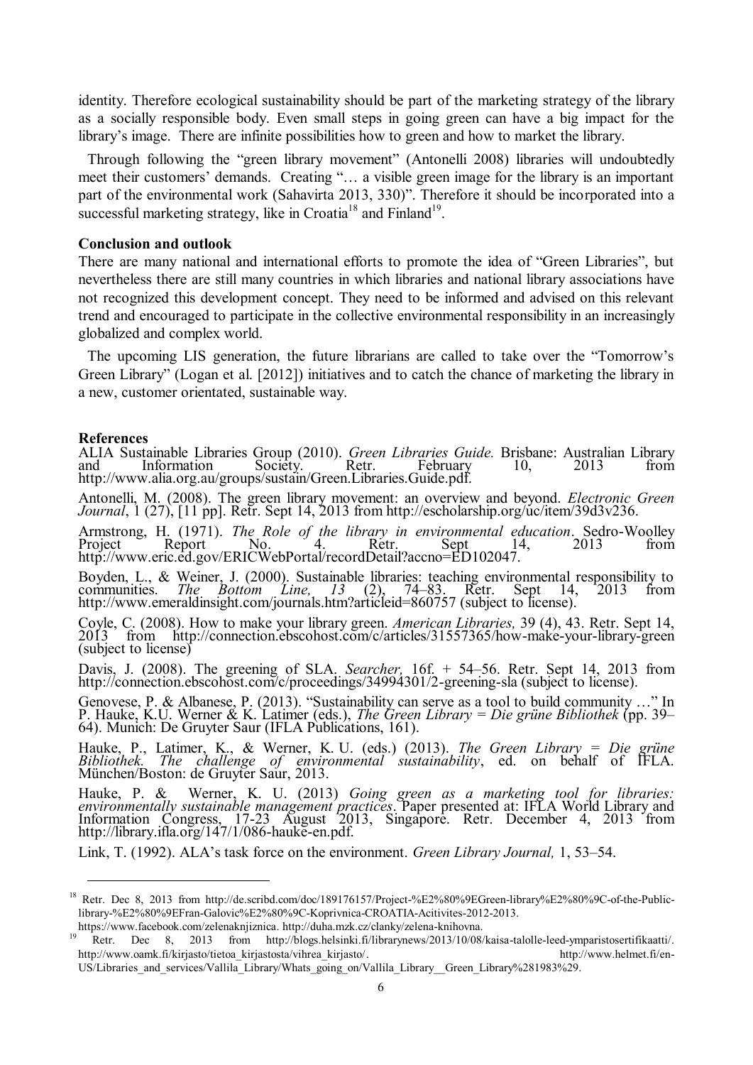identity. Therefore ecological sustainability should be part of the marketing strategy of the library as a socially responsible body. Even small steps in going green can have a big impact for the library's image. There are infinite possibilities how to green and how to market the library.

Through following the "green library movement" (Antonelli 2008) libraries will undoubtedly meet their customers' demands. Creating "… a visible green image for the library is an important part of the environmental work (Sahavirta 2013, 330)". Therefore it should be incorporated into a successful marketing strategy, like in Croatia[18] and Finland[19].

**Conclusion and outlook**

There are many national and international efforts to promote the idea of "Green Libraries", but nevertheless there are still many countries in which libraries and national library associations have not recognized this development concept. They need to be informed and advised on this relevant trend and encouraged to participate in the collective environmental responsibility in an increasingly globalized and complex world.

The upcoming LIS generation, the future librarians are called to take over the "Tomorrow's Green Library" (Logan et al. [2012]) initiatives and to catch the chance of marketing the library in a new, customer orientated, sustainable way.

**References**

ALIA Sustainable Libraries Group (2010). *Green Libraries Guide.* Brisbane: Australian Library and Information Society. Retr. February 10, 2013 from http://www.alia.org.au/groups/sustain/Green.Libraries.Guide.pdf.

Antonelli, M. (2008). The green library movement: an overview and beyond. *Electronic Green Journal*, 1 (27), [11 pp]. Retr. Sept 14, 2013 from http://escholarship.org/uc/item/39d3v236.

Armstrong, H. (1971). *The Role of the library in environmental education*. Sedro-Woolley Project Report No. 4. Retr. Sept 14, 2013 from http://www.eric.ed.gov/ERICWebPortal/recordDetail?accno=ED102047.

Boyden, L., & Weiner, J. (2000). Sustainable libraries: teaching environmental responsibility to communities. *The Bottom Line, 13* (2), 74–83. Retr. Sept 14, 2013 from http://www.emeraldinsight.com/journals.htm?articleid=860757 (subject to license).

Coyle, C. (2008). How to make your library green. *American Libraries,* 39 (4), 43. Retr. Sept 14, 2013 from http://connection.ebscohost.com/c/articles/31557365/how-make-your-library-green (subject to license)

Davis, J. (2008). The greening of SLA. *Searcher,* 16f. + 54–56. Retr. Sept 14, 2013 from http://connection.ebscohost.com/c/proceedings/34994301/2-greening-sla (subject to license).

Genovese, P. & Albanese, P. (2013). "Sustainability can serve as a tool to build community …" In P. Hauke, K.U. Werner & K. Latimer (eds.), *The Green Library = Die grüne Bibliothek* (pp. 39–64). Munich: De Gruyter Saur (IFLA Publications, 161).

Hauke, P., Latimer, K., & Werner, K. U. (eds.) (2013). *The Green Library = Die grüne Bibliothek. The challenge of environmental sustainability*, ed. on behalf of IFLA. München/Boston: de Gruyter Saur, 2013.

Hauke, P. & Werner, K. U. (2013) *Going green as a marketing tool for libraries: environmentally sustainable management practices*. Paper presented at: IFLA World Library and Information Congress, 17-23 August 2013, Singapore. Retr. December 4, 2013 from http://library.ifla.org/147/1/086-hauke-en.pdf.

Link, T. (1992). ALA's task force on the environment. *Green Library Journal,* 1, 53–54.

---

[18] Retr. Dec 8, 2013 from http://de.scribd.com/doc/189176157/Project-%E2%80%9EGreen-library%E2%80%9C-of-the-Public-library-%E2%80%9EFran-Galovic%E2%80%9C-Koprivnica-CROATIA-Acitivites-2012-2013. https://www.facebook.com/zelenaknjiznica. http://duha.mzk.cz/clanky/zelena-knihovna.

[19] Retr. Dec 8, 2013 from http://blogs.helsinki.fi/librarynews/2013/10/08/kaisa-talolle-leed-ymparistosertifikaatti/. http://www.oamk.fi/kirjasto/tietoa_kirjastosta/vihrea_kirjasto/. http://www.helmet.fi/en-US/Libraries_and_services/Vallila_Library/Whats_going_on/Vallila_Library__Green_Library%281983%29.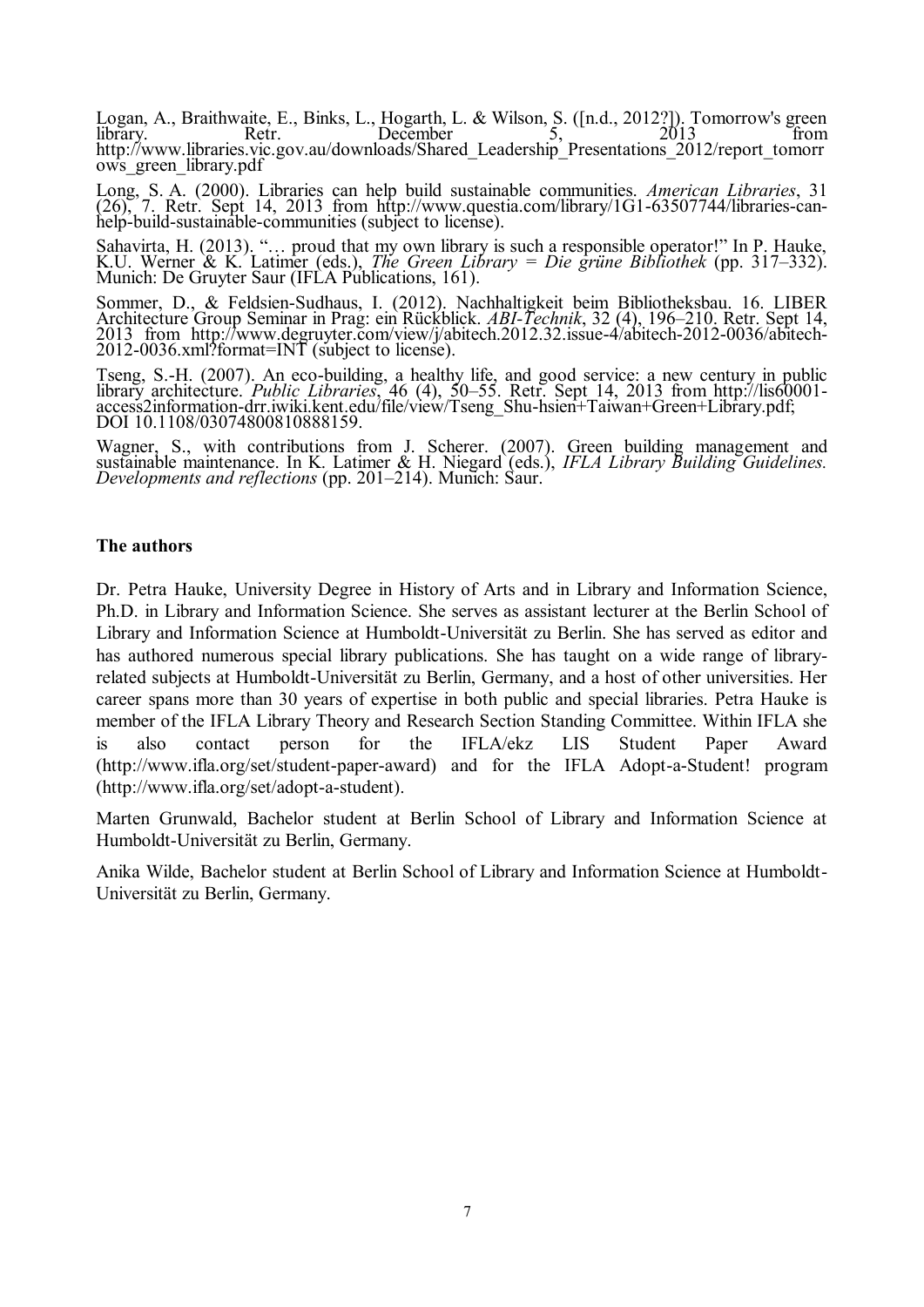Logan, A., Braithwaite, E., Binks, L., Hogarth, L. & Wilson, S. ([n.d., 2012?]). Tomorrow's green library. Retr. December 5, 2013 from http://www.libraries.vic.gov.au/downloads/Shared_Leadership_Presentations_2012/report_tomorrows_green_library.pdf

Long, S. A. (2000). Libraries can help build sustainable communities. *American Libraries*, 31 (26), 7. Retr. Sept 14, 2013 from http://www.questia.com/library/1G1-63507744/libraries-can-help-build-sustainable-communities (subject to license).

Sahavirta, H. (2013). "… proud that my own library is such a responsible operator!" In P. Hauke, K.U. Werner & K. Latimer (eds.), *The Green Library = Die grüne Bibliothek* (pp. 317–332). Munich: De Gruyter Saur (IFLA Publications, 161).

Sommer, D., & Feldsien-Sudhaus, I. (2012). Nachhaltigkeit beim Bibliotheksbau. 16. LIBER Architecture Group Seminar in Prag: ein Rückblick. *ABI-Technik*, 32 (4), 196–210. Retr. Sept 14, 2013 from http://www.degruyter.com/view/j/abitech.2012.32.issue-4/abitech-2012-0036/abitech-2012-0036.xml?format=INT (subject to license).

Tseng, S.-H. (2007). An eco-building, a healthy life, and good service: a new century in public library architecture. *Public Libraries*, 46 (4), 50–55. Retr. Sept 14, 2013 from http://lis60001-access2information-drr.iwiki.kent.edu/file/view/Tseng_Shu-hsien+Taiwan+Green+Library.pdf; DOI 10.1108/03074800810888159.

Wagner, S., with contributions from J. Scherer. (2007). Green building management and sustainable maintenance. In K. Latimer & H. Niegard (eds.), *IFLA Library Building Guidelines. Developments and reflections* (pp. 201–214). Munich: Saur.

**The authors**

Dr. Petra Hauke, University Degree in History of Arts and in Library and Information Science, Ph.D. in Library and Information Science. She serves as assistant lecturer at the Berlin School of Library and Information Science at Humboldt-Universität zu Berlin. She has served as editor and has authored numerous special library publications. She has taught on a wide range of library-related subjects at Humboldt-Universität zu Berlin, Germany, and a host of other universities. Her career spans more than 30 years of expertise in both public and special libraries. Petra Hauke is member of the IFLA Library Theory and Research Section Standing Committee. Within IFLA she is also contact person for the IFLA/ekz LIS Student Paper Award (http://www.ifla.org/set/student-paper-award) and for the IFLA Adopt-a-Student! program (http://www.ifla.org/set/adopt-a-student).

Marten Grunwald, Bachelor student at Berlin School of Library and Information Science at Humboldt-Universität zu Berlin, Germany.

Anika Wilde, Bachelor student at Berlin School of Library and Information Science at Humboldt-Universität zu Berlin, Germany.